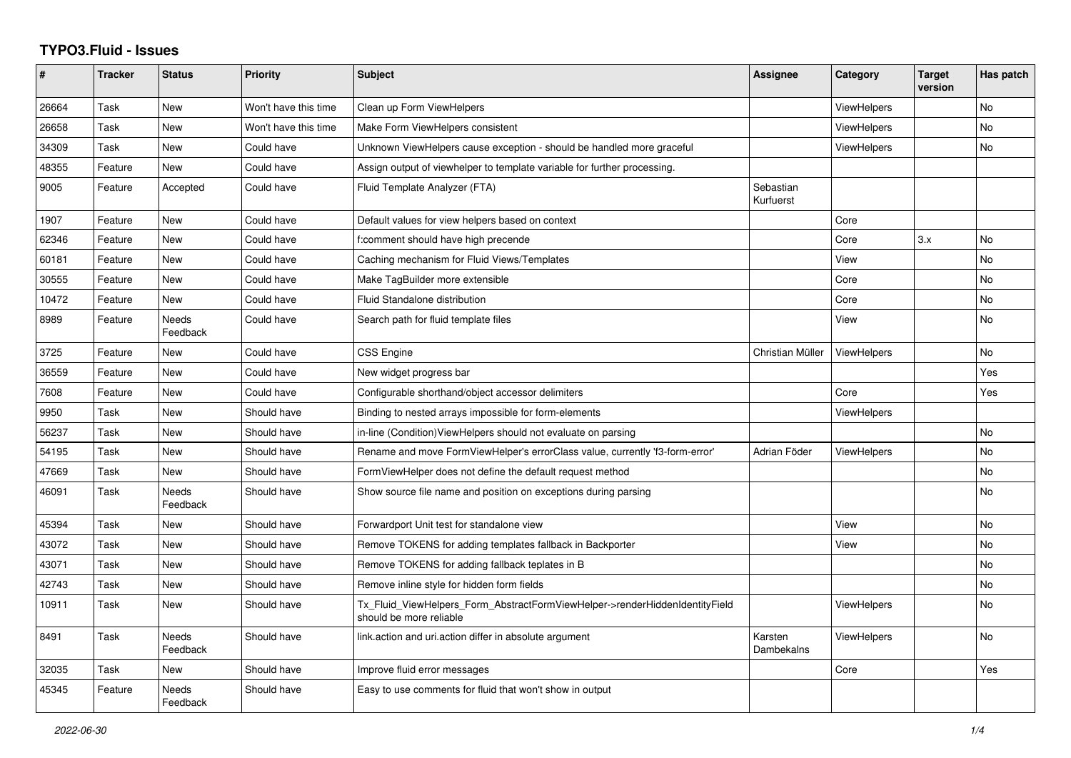# TYPO3.Fluid - Issues

| # | Tracker | Status | Priority | Subject | Assignee | Category | Target version | Has patch |
|---|---|---|---|---|---|---|---|---|
| 26664 | Task | New | Won't have this time | Clean up Form ViewHelpers | | ViewHelpers | | No |
| 26658 | Task | New | Won't have this time | Make Form ViewHelpers consistent | | ViewHelpers | | No |
| 34309 | Task | New | Could have | Unknown ViewHelpers cause exception - should be handled more graceful | | ViewHelpers | | No |
| 48355 | Feature | New | Could have | Assign output of viewhelper to template variable for further processing. | | | | |
| 9005 | Feature | Accepted | Could have | Fluid Template Analyzer (FTA) | Sebastian Kurfuerst | | | |
| 1907 | Feature | New | Could have | Default values for view helpers based on context | | Core | | |
| 62346 | Feature | New | Could have | f:comment should have high precende | | Core | 3.x | No |
| 60181 | Feature | New | Could have | Caching mechanism for Fluid Views/Templates | | View | | No |
| 30555 | Feature | New | Could have | Make TagBuilder more extensible | | Core | | No |
| 10472 | Feature | New | Could have | Fluid Standalone distribution | | Core | | No |
| 8989 | Feature | Needs Feedback | Could have | Search path for fluid template files | | View | | No |
| 3725 | Feature | New | Could have | CSS Engine | Christian Müller | ViewHelpers | | No |
| 36559 | Feature | New | Could have | New widget progress bar | | | | Yes |
| 7608 | Feature | New | Could have | Configurable shorthand/object accessor delimiters | | Core | | Yes |
| 9950 | Task | New | Should have | Binding to nested arrays impossible for form-elements | | ViewHelpers | | |
| 56237 | Task | New | Should have | in-line (Condition)ViewHelpers should not evaluate on parsing | | | | No |
| 54195 | Task | New | Should have | Rename and move FormViewHelper's errorClass value, currently 'f3-form-error' | Adrian Föder | ViewHelpers | | No |
| 47669 | Task | New | Should have | FormViewHelper does not define the default request method | | | | No |
| 46091 | Task | Needs Feedback | Should have | Show source file name and position on exceptions during parsing | | | | No |
| 45394 | Task | New | Should have | Forwardport Unit test for standalone view | | View | | No |
| 43072 | Task | New | Should have | Remove TOKENS for adding templates fallback in Backporter | | View | | No |
| 43071 | Task | New | Should have | Remove TOKENS for adding fallback teplates in B | | | | No |
| 42743 | Task | New | Should have | Remove inline style for hidden form fields | | | | No |
| 10911 | Task | New | Should have | Tx_Fluid_ViewHelpers_Form_AbstractFormViewHelper->renderHiddenIdentityField should be more reliable | | ViewHelpers | | No |
| 8491 | Task | Needs Feedback | Should have | link.action and uri.action differ in absolute argument | Karsten Dambekalns | ViewHelpers | | No |
| 32035 | Task | New | Should have | Improve fluid error messages | | Core | | Yes |
| 45345 | Feature | Needs Feedback | Should have | Easy to use comments for fluid that won't show in output | | | | |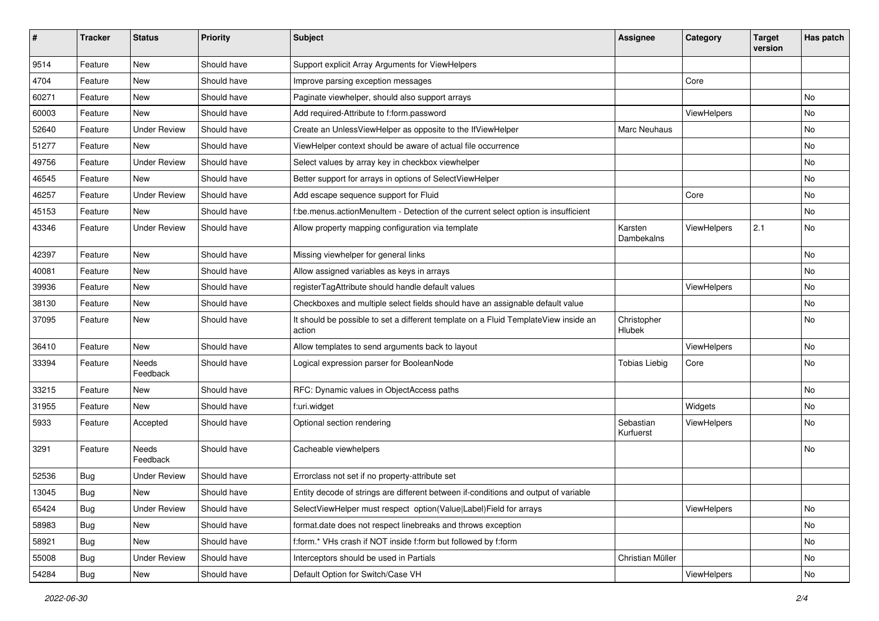| # | Tracker | Status | Priority | Subject | Assignee | Category | Target version | Has patch |
|---|---|---|---|---|---|---|---|---|
| 9514 | Feature | New | Should have | Support explicit Array Arguments for ViewHelpers | | | | |
| 4704 | Feature | New | Should have | Improve parsing exception messages | | Core | | |
| 60271 | Feature | New | Should have | Paginate viewhelper, should also support arrays | | | | No |
| 60003 | Feature | New | Should have | Add required-Attribute to f:form.password | | ViewHelpers | | No |
| 52640 | Feature | Under Review | Should have | Create an UnlessViewHelper as opposite to the IfViewHelper | Marc Neuhaus | | | No |
| 51277 | Feature | New | Should have | ViewHelper context should be aware of actual file occurrence | | | | No |
| 49756 | Feature | Under Review | Should have | Select values by array key in checkbox viewhelper | | | | No |
| 46545 | Feature | New | Should have | Better support for arrays in options of SelectViewHelper | | | | No |
| 46257 | Feature | Under Review | Should have | Add escape sequence support for Fluid | | Core | | No |
| 45153 | Feature | New | Should have | f:be.menus.actionMenuItem - Detection of the current select option is insufficient | | | | No |
| 43346 | Feature | Under Review | Should have | Allow property mapping configuration via template | Karsten Dambekalns | ViewHelpers | 2.1 | No |
| 42397 | Feature | New | Should have | Missing viewhelper for general links | | | | No |
| 40081 | Feature | New | Should have | Allow assigned variables as keys in arrays | | | | No |
| 39936 | Feature | New | Should have | registerTagAttribute should handle default values | | ViewHelpers | | No |
| 38130 | Feature | New | Should have | Checkboxes and multiple select fields should have an assignable default value | | | | No |
| 37095 | Feature | New | Should have | It should be possible to set a different template on a Fluid TemplateView inside an action | Christopher Hlubek | | | No |
| 36410 | Feature | New | Should have | Allow templates to send arguments back to layout | | ViewHelpers | | No |
| 33394 | Feature | Needs Feedback | Should have | Logical expression parser for BooleanNode | Tobias Liebig | Core | | No |
| 33215 | Feature | New | Should have | RFC: Dynamic values in ObjectAccess paths | | | | No |
| 31955 | Feature | New | Should have | f:uri.widget | | Widgets | | No |
| 5933 | Feature | Accepted | Should have | Optional section rendering | Sebastian Kurfuerst | ViewHelpers | | No |
| 3291 | Feature | Needs Feedback | Should have | Cacheable viewhelpers | | | | No |
| 52536 | Bug | Under Review | Should have | Errorclass not set if no property-attribute set | | | | |
| 13045 | Bug | New | Should have | Entity decode of strings are different between if-conditions and output of variable | | | | |
| 65424 | Bug | Under Review | Should have | SelectViewHelper must respect option(Value\|Label)Field for arrays | | ViewHelpers | | No |
| 58983 | Bug | New | Should have | format.date does not respect linebreaks and throws exception | | | | No |
| 58921 | Bug | New | Should have | f:form.* VHs crash if NOT inside f:form but followed by f:form | | | | No |
| 55008 | Bug | Under Review | Should have | Interceptors should be used in Partials | Christian Müller | | | No |
| 54284 | Bug | New | Should have | Default Option for Switch/Case VH | | ViewHelpers | | No |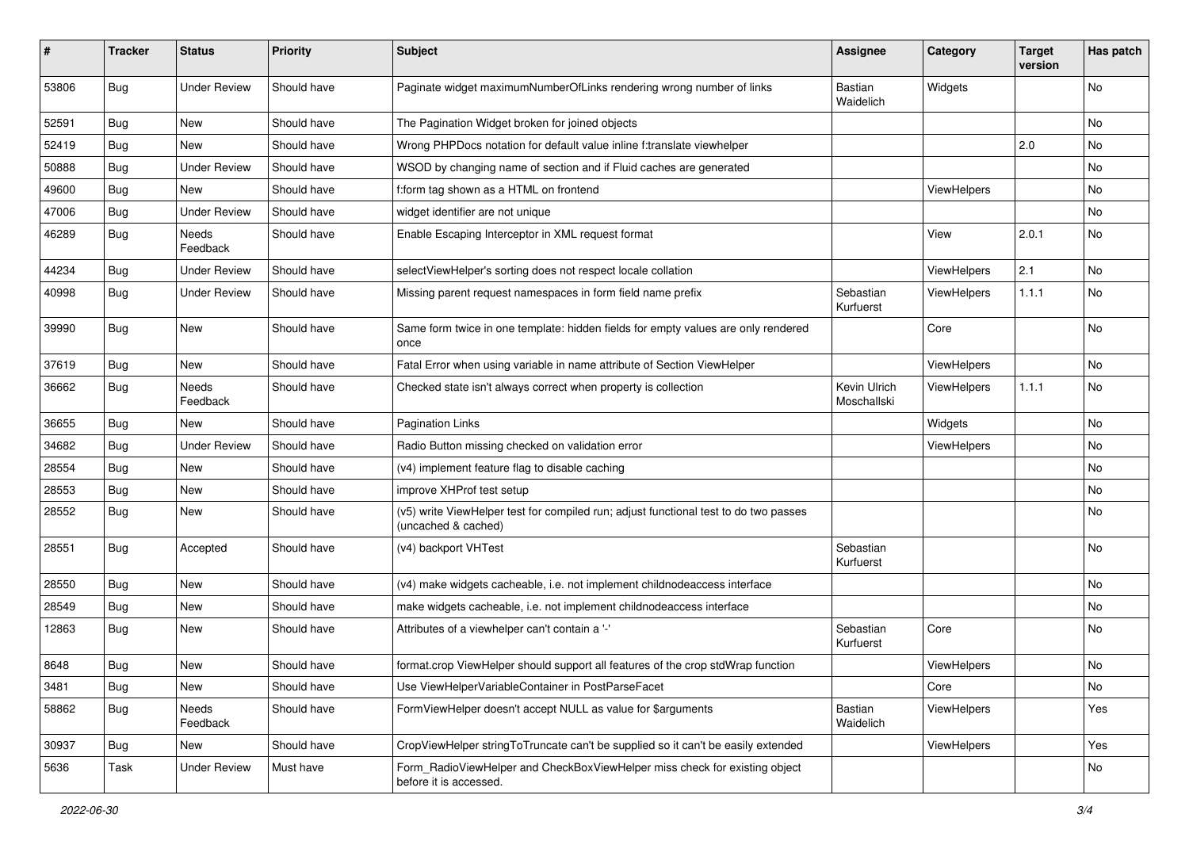| # | Tracker | Status | Priority | Subject | Assignee | Category | Target version | Has patch |
|---|---|---|---|---|---|---|---|---|
| 53806 | Bug | Under Review | Should have | Paginate widget maximumNumberOfLinks rendering wrong number of links | Bastian Waidelich | Widgets | | No |
| 52591 | Bug | New | Should have | The Pagination Widget broken for joined objects | | | | No |
| 52419 | Bug | New | Should have | Wrong PHPDocs notation for default value inline f:translate viewhelper | | | 2.0 | No |
| 50888 | Bug | Under Review | Should have | WSOD by changing name of section and if Fluid caches are generated | | | | No |
| 49600 | Bug | New | Should have | f:form tag shown as a HTML on frontend | | ViewHelpers | | No |
| 47006 | Bug | Under Review | Should have | widget identifier are not unique | | | | No |
| 46289 | Bug | Needs Feedback | Should have | Enable Escaping Interceptor in XML request format | | View | 2.0.1 | No |
| 44234 | Bug | Under Review | Should have | selectViewHelper's sorting does not respect locale collation | | ViewHelpers | 2.1 | No |
| 40998 | Bug | Under Review | Should have | Missing parent request namespaces in form field name prefix | Sebastian Kurfuerst | ViewHelpers | 1.1.1 | No |
| 39990 | Bug | New | Should have | Same form twice in one template: hidden fields for empty values are only rendered once | | Core | | No |
| 37619 | Bug | New | Should have | Fatal Error when using variable in name attribute of Section ViewHelper | | ViewHelpers | | No |
| 36662 | Bug | Needs Feedback | Should have | Checked state isn't always correct when property is collection | Kevin Ulrich Moschallski | ViewHelpers | 1.1.1 | No |
| 36655 | Bug | New | Should have | Pagination Links | | Widgets | | No |
| 34682 | Bug | Under Review | Should have | Radio Button missing checked on validation error | | ViewHelpers | | No |
| 28554 | Bug | New | Should have | (v4) implement feature flag to disable caching | | | | No |
| 28553 | Bug | New | Should have | improve XHProf test setup | | | | No |
| 28552 | Bug | New | Should have | (v5) write ViewHelper test for compiled run; adjust functional test to do two passes (uncached & cached) | | | | No |
| 28551 | Bug | Accepted | Should have | (v4) backport VHTest | Sebastian Kurfuerst | | | No |
| 28550 | Bug | New | Should have | (v4) make widgets cacheable, i.e. not implement childnodeaccess interface | | | | No |
| 28549 | Bug | New | Should have | make widgets cacheable, i.e. not implement childnodeaccess interface | | | | No |
| 12863 | Bug | New | Should have | Attributes of a viewhelper can't contain a '-' | Sebastian Kurfuerst | Core | | No |
| 8648 | Bug | New | Should have | format.crop ViewHelper should support all features of the crop stdWrap function | | ViewHelpers | | No |
| 3481 | Bug | New | Should have | Use ViewHelperVariableContainer in PostParseFacet | | Core | | No |
| 58862 | Bug | Needs Feedback | Should have | FormViewHelper doesn't accept NULL as value for $arguments | Bastian Waidelich | ViewHelpers | | Yes |
| 30937 | Bug | New | Should have | CropViewHelper stringToTruncate can't be supplied so it can't be easily extended | | ViewHelpers | | Yes |
| 5636 | Task | Under Review | Must have | Form_RadioViewHelper and CheckBoxViewHelper miss check for existing object before it is accessed. | | | | No |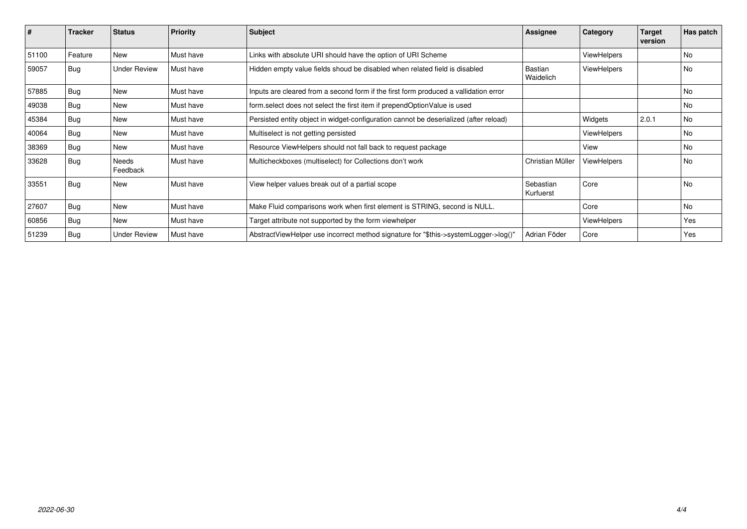| # | Tracker | Status | Priority | Subject | Assignee | Category | Target version | Has patch |
|---|---|---|---|---|---|---|---|---|
| 51100 | Feature | New | Must have | Links with absolute URI should have the option of URI Scheme | | ViewHelpers | | No |
| 59057 | Bug | Under Review | Must have | Hidden empty value fields shoud be disabled when related field is disabled | Bastian Waidelich | ViewHelpers | | No |
| 57885 | Bug | New | Must have | Inputs are cleared from a second form if the first form produced a vallidation error | | | | No |
| 49038 | Bug | New | Must have | form.select does not select the first item if prependOptionValue is used | | | | No |
| 45384 | Bug | New | Must have | Persisted entity object in widget-configuration cannot be deserialized (after reload) | | Widgets | 2.0.1 | No |
| 40064 | Bug | New | Must have | Multiselect is not getting persisted | | ViewHelpers | | No |
| 38369 | Bug | New | Must have | Resource ViewHelpers should not fall back to request package | | View | | No |
| 33628 | Bug | Needs Feedback | Must have | Multicheckboxes (multiselect) for Collections don't work | Christian Müller | ViewHelpers | | No |
| 33551 | Bug | New | Must have | View helper values break out of a partial scope | Sebastian Kurfuerst | Core | | No |
| 27607 | Bug | New | Must have | Make Fluid comparisons work when first element is STRING, second is NULL. | | Core | | No |
| 60856 | Bug | New | Must have | Target attribute not supported by the form viewhelper | | ViewHelpers | | Yes |
| 51239 | Bug | Under Review | Must have | AbstractViewHelper use incorrect method signature for "$this->systemLogger->log()" | Adrian Föder | Core | | Yes |

*2022-06-30*